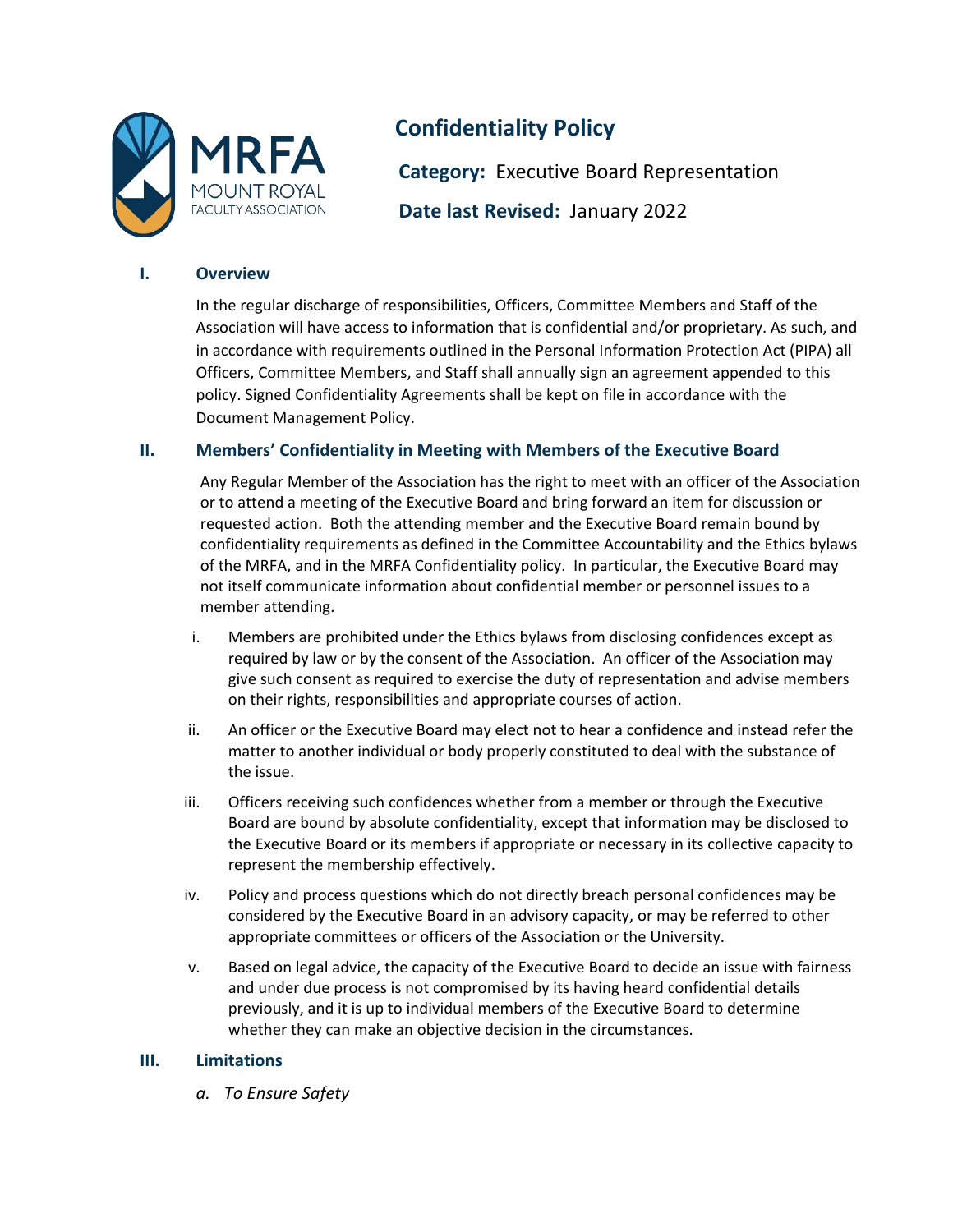MRFA
MOUNT ROYAL
FACULTY ASSOCIATION

# Confidentiality Policy

**Category:** Executive Board Representation

**Date last Revised:** January 2022

## I. Overview

In the regular discharge of responsibilities, Officers, Committee Members and Staff of the Association will have access to information that is confidential and/or proprietary. As such, and in accordance with requirements outlined in the Personal Information Protection Act (PIPA) all Officers, Committee Members, and Staff shall annually sign an agreement appended to this policy. Signed Confidentiality Agreements shall be kept on file in accordance with the Document Management Policy.

## II. Members' Confidentiality in Meeting with Members of the Executive Board

Any Regular Member of the Association has the right to meet with an officer of the Association or to attend a meeting of the Executive Board and bring forward an item for discussion or requested action. Both the attending member and the Executive Board remain bound by confidentiality requirements as defined in the Committee Accountability and the Ethics bylaws of the MRFA, and in the MRFA Confidentiality policy. In particular, the Executive Board may not itself communicate information about confidential member or personnel issues to a member attending.

i. Members are prohibited under the Ethics bylaws from disclosing confidences except as required by law or by the consent of the Association. An officer of the Association may give such consent as required to exercise the duty of representation and advise members on their rights, responsibilities and appropriate courses of action.

ii. An officer or the Executive Board may elect not to hear a confidence and instead refer the matter to another individual or body properly constituted to deal with the substance of the issue.

iii. Officers receiving such confidences whether from a member or through the Executive Board are bound by absolute confidentiality, except that information may be disclosed to the Executive Board or its members if appropriate or necessary in its collective capacity to represent the membership effectively.

iv. Policy and process questions which do not directly breach personal confidences may be considered by the Executive Board in an advisory capacity, or may be referred to other appropriate committees or officers of the Association or the University.

v. Based on legal advice, the capacity of the Executive Board to decide an issue with fairness and under due process is not compromised by its having heard confidential details previously, and it is up to individual members of the Executive Board to determine whether they can make an objective decision in the circumstances.

## III. Limitations

*a. To Ensure Safety*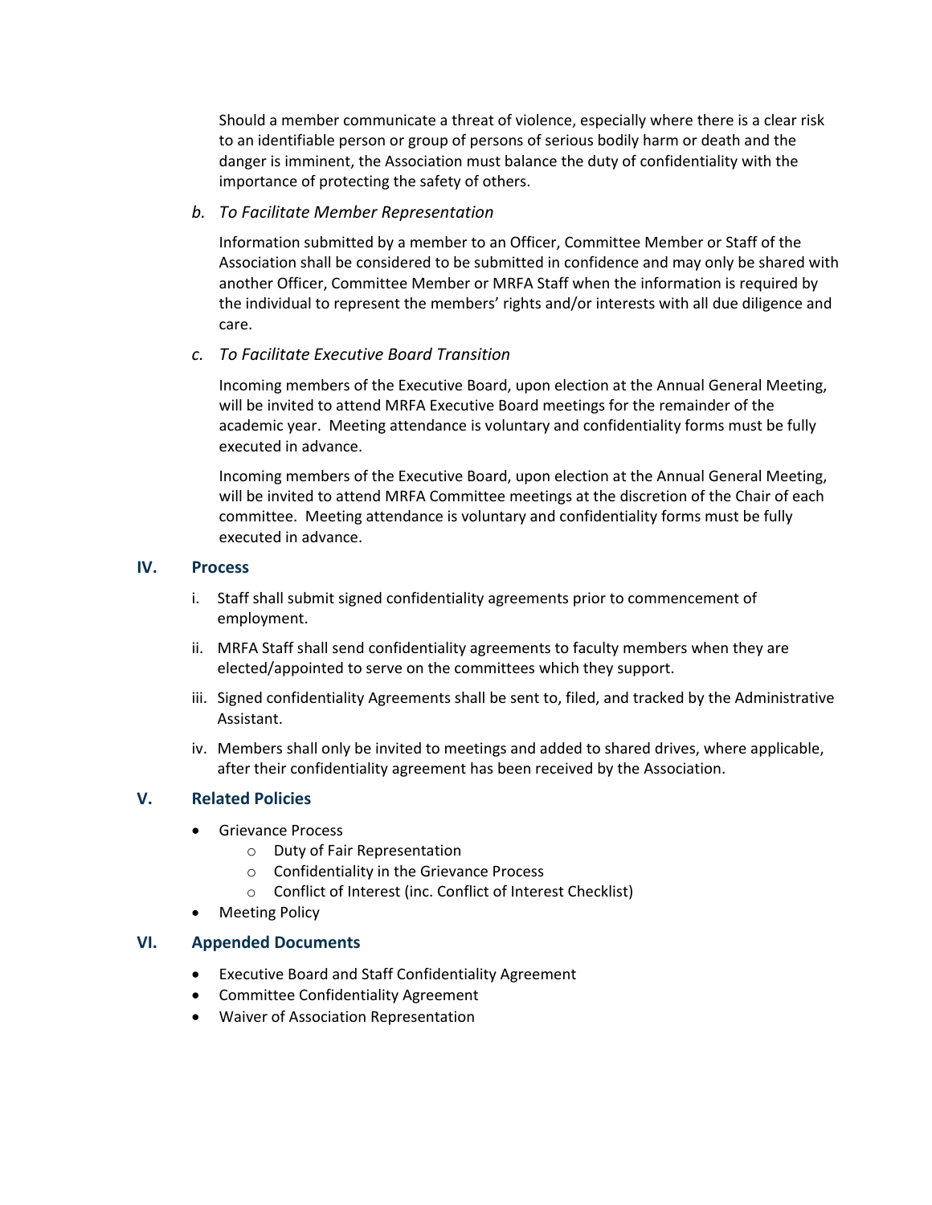Should a member communicate a threat of violence, especially where there is a clear risk to an identifiable person or group of persons of serious bodily harm or death and the danger is imminent, the Association must balance the duty of confidentiality with the importance of protecting the safety of others.

b. *To Facilitate Member Representation*

Information submitted by a member to an Officer, Committee Member or Staff of the Association shall be considered to be submitted in confidence and may only be shared with another Officer, Committee Member or MRFA Staff when the information is required by the individual to represent the members' rights and/or interests with all due diligence and care.

c. *To Facilitate Executive Board Transition*

Incoming members of the Executive Board, upon election at the Annual General Meeting, will be invited to attend MRFA Executive Board meetings for the remainder of the academic year. Meeting attendance is voluntary and confidentiality forms must be fully executed in advance.

Incoming members of the Executive Board, upon election at the Annual General Meeting, will be invited to attend MRFA Committee meetings at the discretion of the Chair of each committee. Meeting attendance is voluntary and confidentiality forms must be fully executed in advance.

## IV. Process

i. Staff shall submit signed confidentiality agreements prior to commencement of employment.

ii. MRFA Staff shall send confidentiality agreements to faculty members when they are elected/appointed to serve on the committees which they support.

iii. Signed confidentiality Agreements shall be sent to, filed, and tracked by the Administrative Assistant.

iv. Members shall only be invited to meetings and added to shared drives, where applicable, after their confidentiality agreement has been received by the Association.

## V. Related Policies

- Grievance Process
  - Duty of Fair Representation
  - Confidentiality in the Grievance Process
  - Conflict of Interest (inc. Conflict of Interest Checklist)
- Meeting Policy

## VI. Appended Documents

- Executive Board and Staff Confidentiality Agreement
- Committee Confidentiality Agreement
- Waiver of Association Representation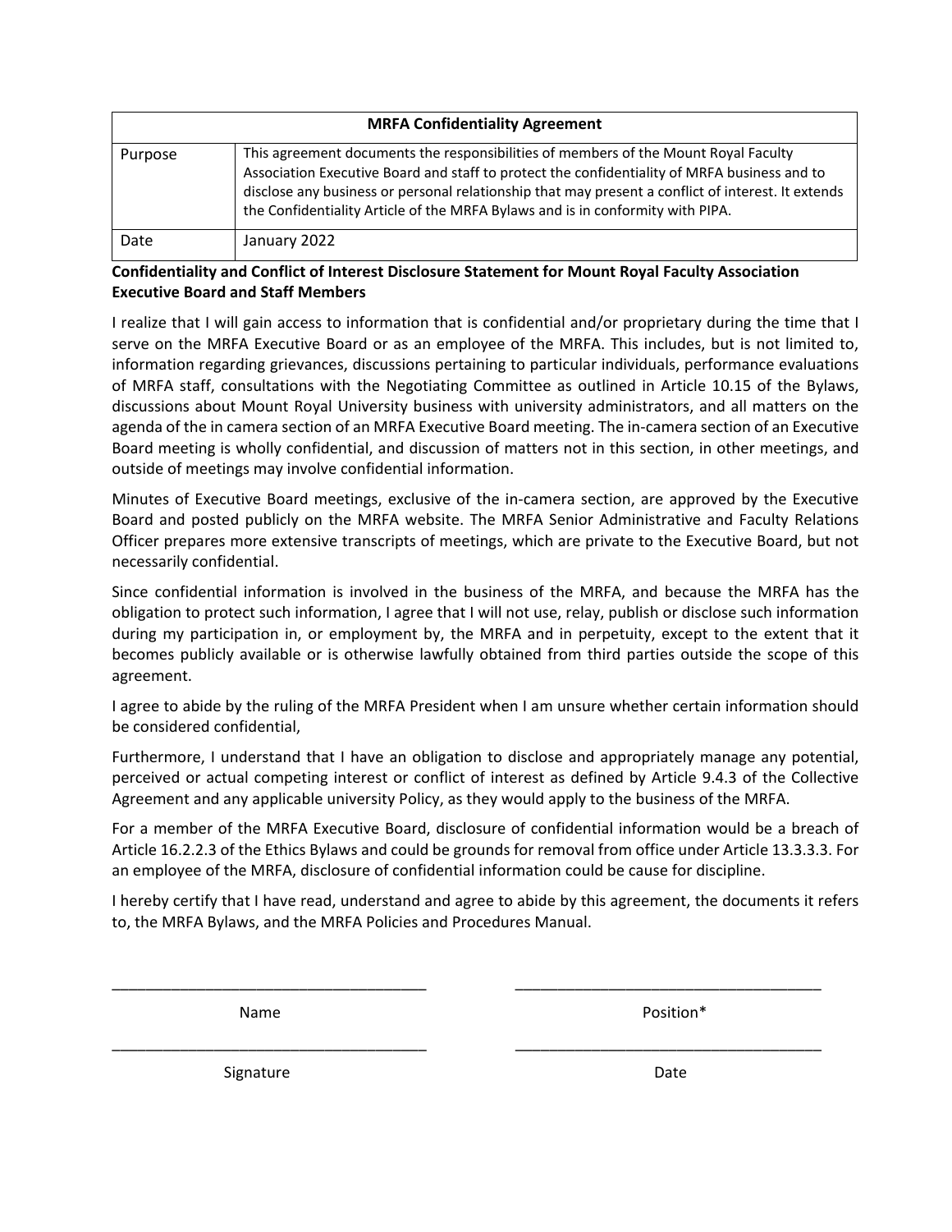| MRFA Confidentiality Agreement | |
|---|---|
| Purpose | This agreement documents the responsibilities of members of the Mount Royal Faculty Association Executive Board and staff to protect the confidentiality of MRFA business and to disclose any business or personal relationship that may present a conflict of interest. It extends the Confidentiality Article of the MRFA Bylaws and is in conformity with PIPA. |
| Date | January 2022 |

**Confidentiality and Conflict of Interest Disclosure Statement for Mount Royal Faculty Association Executive Board and Staff Members**

I realize that I will gain access to information that is confidential and/or proprietary during the time that I serve on the MRFA Executive Board or as an employee of the MRFA. This includes, but is not limited to, information regarding grievances, discussions pertaining to particular individuals, performance evaluations of MRFA staff, consultations with the Negotiating Committee as outlined in Article 10.15 of the Bylaws, discussions about Mount Royal University business with university administrators, and all matters on the agenda of the in camera section of an MRFA Executive Board meeting. The in-camera section of an Executive Board meeting is wholly confidential, and discussion of matters not in this section, in other meetings, and outside of meetings may involve confidential information.

Minutes of Executive Board meetings, exclusive of the in-camera section, are approved by the Executive Board and posted publicly on the MRFA website. The MRFA Senior Administrative and Faculty Relations Officer prepares more extensive transcripts of meetings, which are private to the Executive Board, but not necessarily confidential.

Since confidential information is involved in the business of the MRFA, and because the MRFA has the obligation to protect such information, I agree that I will not use, relay, publish or disclose such information during my participation in, or employment by, the MRFA and in perpetuity, except to the extent that it becomes publicly available or is otherwise lawfully obtained from third parties outside the scope of this agreement.

I agree to abide by the ruling of the MRFA President when I am unsure whether certain information should be considered confidential,

Furthermore, I understand that I have an obligation to disclose and appropriately manage any potential, perceived or actual competing interest or conflict of interest as defined by Article 9.4.3 of the Collective Agreement and any applicable university Policy, as they would apply to the business of the MRFA.

For a member of the MRFA Executive Board, disclosure of confidential information would be a breach of Article 16.2.2.3 of the Ethics Bylaws and could be grounds for removal from office under Article 13.3.3.3. For an employee of the MRFA, disclosure of confidential information could be cause for discipline.

I hereby certify that I have read, understand and agree to abide by this agreement, the documents it refers to, the MRFA Bylaws, and the MRFA Policies and Procedures Manual.

_____________________________________ &nbsp;&nbsp;&nbsp;&nbsp; _____________________________________

Name &nbsp;&nbsp;&nbsp;&nbsp; Position*

_____________________________________ &nbsp;&nbsp;&nbsp;&nbsp; _____________________________________

Signature &nbsp;&nbsp;&nbsp;&nbsp; Date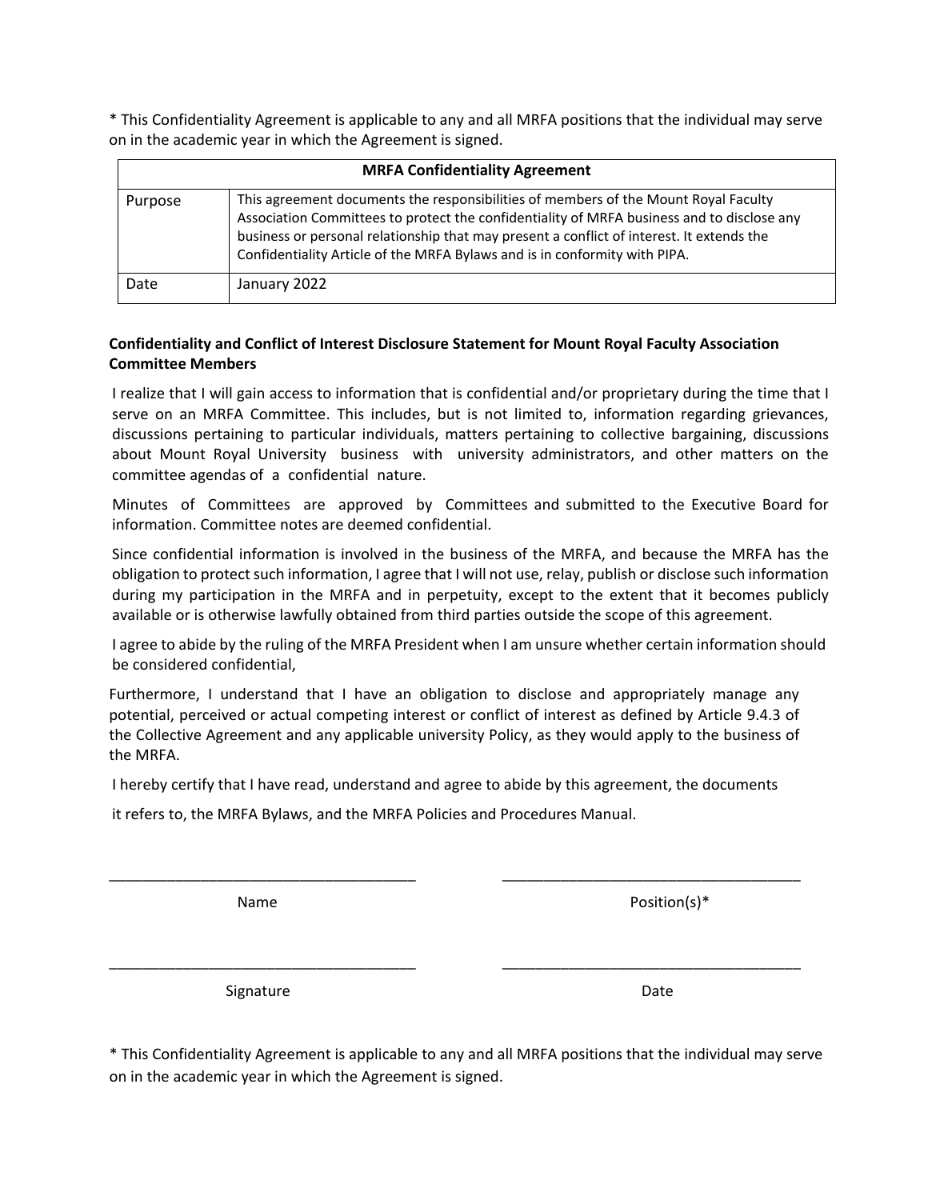* This Confidentiality Agreement is applicable to any and all MRFA positions that the individual may serve on in the academic year in which the Agreement is signed.

| MRFA Confidentiality Agreement | |
|---|---|
| Purpose | This agreement documents the responsibilities of members of the Mount Royal Faculty Association Committees to protect the confidentiality of MRFA business and to disclose any business or personal relationship that may present a conflict of interest. It extends the Confidentiality Article of the MRFA Bylaws and is in conformity with PIPA. |
| Date | January 2022 |

**Confidentiality and Conflict of Interest Disclosure Statement for Mount Royal Faculty Association Committee Members**

I realize that I will gain access to information that is confidential and/or proprietary during the time that I serve on an MRFA Committee. This includes, but is not limited to, information regarding grievances, discussions pertaining to particular individuals, matters pertaining to collective bargaining, discussions about Mount Royal University business with university administrators, and other matters on the committee agendas of a confidential nature.

Minutes of Committees are approved by Committees and submitted to the Executive Board for information. Committee notes are deemed confidential.

Since confidential information is involved in the business of the MRFA, and because the MRFA has the obligation to protect such information, I agree that I will not use, relay, publish or disclose such information during my participation in the MRFA and in perpetuity, except to the extent that it becomes publicly available or is otherwise lawfully obtained from third parties outside the scope of this agreement.

I agree to abide by the ruling of the MRFA President when I am unsure whether certain information should be considered confidential,

Furthermore, I understand that I have an obligation to disclose and appropriately manage any potential, perceived or actual competing interest or conflict of interest as defined by Article 9.4.3 of the Collective Agreement and any applicable university Policy, as they would apply to the business of the MRFA.

I hereby certify that I have read, understand and agree to abide by this agreement, the documents it refers to, the MRFA Bylaws, and the MRFA Policies and Procedures Manual.

_____________________________________ _____________________________________

Name Position(s)*

_____________________________________ _____________________________________

Signature Date

* This Confidentiality Agreement is applicable to any and all MRFA positions that the individual may serve on in the academic year in which the Agreement is signed.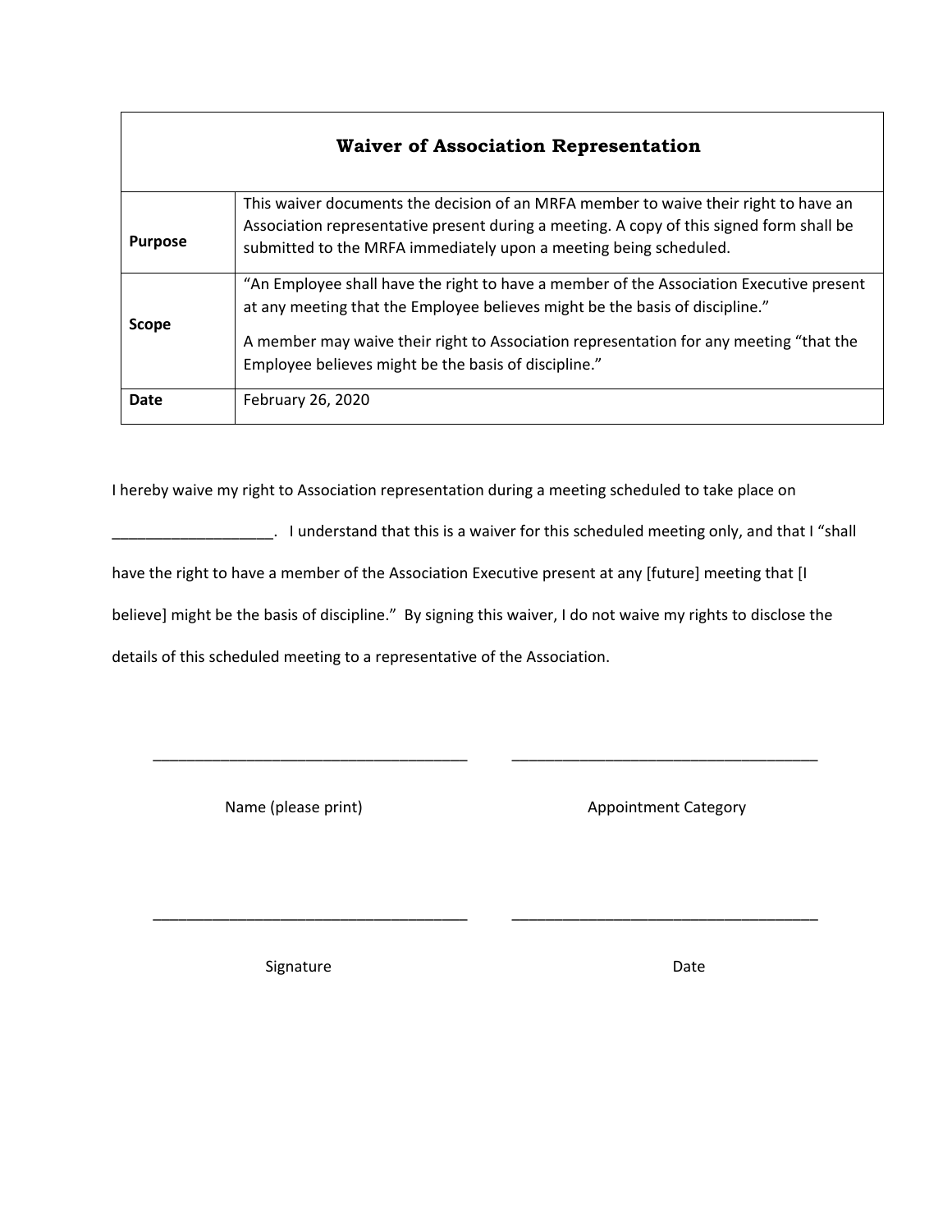| Waiver of Association Representation | |
|---|---|
| **Purpose** | This waiver documents the decision of an MRFA member to waive their right to have an Association representative present during a meeting. A copy of this signed form shall be submitted to the MRFA immediately upon a meeting being scheduled. |
| **Scope** | "An Employee shall have the right to have a member of the Association Executive present at any meeting that the Employee believes might be the basis of discipline."<br><br>A member may waive their right to Association representation for any meeting "that the Employee believes might be the basis of discipline." |
| **Date** | February 26, 2020 |

I hereby waive my right to Association representation during a meeting scheduled to take place on ___________________. I understand that this is a waiver for this scheduled meeting only, and that I "shall have the right to have a member of the Association Executive present at any [future] meeting that [I believe] might be the basis of discipline." By signing this waiver, I do not waive my rights to disclose the details of this scheduled meeting to a representative of the Association.

_____________________________________ _____________________________________

Name (please print) Appointment Category

_____________________________________ _____________________________________

Signature Date